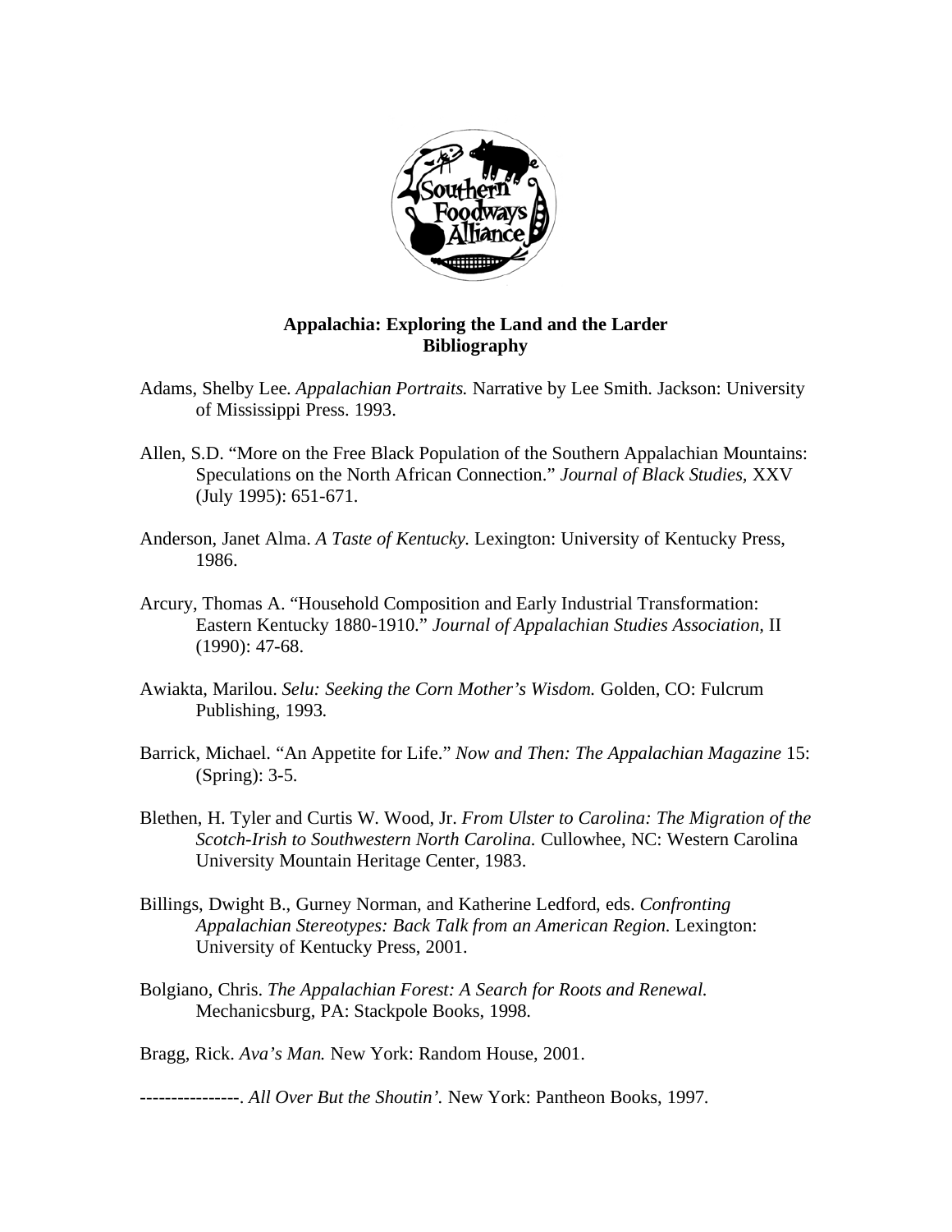**Appalachia: Exploring the Land and the Larder**
**Bibliography**

Adams, Shelby Lee. *Appalachian Portraits.* Narrative by Lee Smith. Jackson: University of Mississippi Press. 1993.

Allen, S.D. "More on the Free Black Population of the Southern Appalachian Mountains: Speculations on the North African Connection." *Journal of Black Studies,* XXV (July 1995): 651-671.

Anderson, Janet Alma. *A Taste of Kentucky.* Lexington: University of Kentucky Press, 1986.

Arcury, Thomas A. "Household Composition and Early Industrial Transformation: Eastern Kentucky 1880-1910." *Journal of Appalachian Studies Association,* II (1990): 47-68.

Awiakta, Marilou. *Selu: Seeking the Corn Mother's Wisdom.* Golden, CO: Fulcrum Publishing, 1993.

Barrick, Michael. "An Appetite for Life." *Now and Then: The Appalachian Magazine* 15: (Spring): 3-5.

Blethen, H. Tyler and Curtis W. Wood, Jr. *From Ulster to Carolina: The Migration of the Scotch-Irish to Southwestern North Carolina.* Cullowhee, NC: Western Carolina University Mountain Heritage Center, 1983.

Billings, Dwight B., Gurney Norman, and Katherine Ledford, eds. *Confronting Appalachian Stereotypes: Back Talk from an American Region.* Lexington: University of Kentucky Press, 2001.

Bolgiano, Chris. *The Appalachian Forest: A Search for Roots and Renewal.* Mechanicsburg, PA: Stackpole Books, 1998.

Bragg, Rick. *Ava's Man.* New York: Random House, 2001.

----------------. *All Over But the Shoutin'.* New York: Pantheon Books, 1997.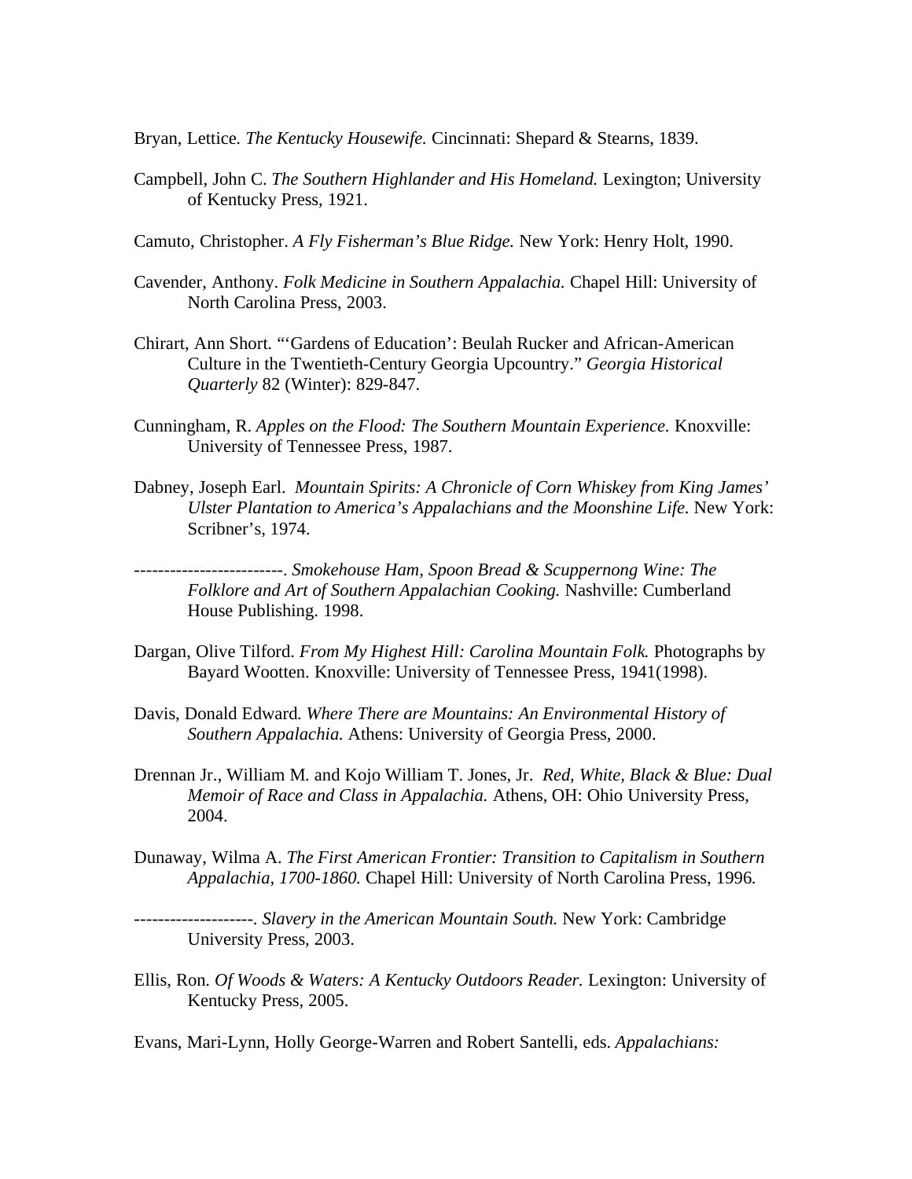Bryan, Lettice. *The Kentucky Housewife.* Cincinnati: Shepard & Stearns, 1839.

Campbell, John C. *The Southern Highlander and His Homeland.* Lexington; University of Kentucky Press, 1921.

Camuto, Christopher. *A Fly Fisherman's Blue Ridge.* New York: Henry Holt, 1990.

Cavender, Anthony. *Folk Medicine in Southern Appalachia.* Chapel Hill: University of North Carolina Press, 2003.

Chirart, Ann Short. "'Gardens of Education': Beulah Rucker and African-American Culture in the Twentieth-Century Georgia Upcountry." *Georgia Historical Quarterly* 82 (Winter): 829-847.

Cunningham, R. *Apples on the Flood: The Southern Mountain Experience.* Knoxville: University of Tennessee Press, 1987.

Dabney, Joseph Earl. *Mountain Spirits: A Chronicle of Corn Whiskey from King James' Ulster Plantation to America's Appalachians and the Moonshine Life.* New York: Scribner's, 1974.

-------------------------. *Smokehouse Ham, Spoon Bread & Scuppernong Wine: The Folklore and Art of Southern Appalachian Cooking.* Nashville: Cumberland House Publishing. 1998.

Dargan, Olive Tilford. *From My Highest Hill: Carolina Mountain Folk.* Photographs by Bayard Wootten. Knoxville: University of Tennessee Press, 1941(1998).

Davis, Donald Edward. *Where There are Mountains: An Environmental History of Southern Appalachia.* Athens: University of Georgia Press, 2000.

Drennan Jr., William M. and Kojo William T. Jones, Jr. *Red, White, Black & Blue: Dual Memoir of Race and Class in Appalachia.* Athens, OH: Ohio University Press, 2004.

Dunaway, Wilma A. *The First American Frontier: Transition to Capitalism in Southern Appalachia, 1700-1860.* Chapel Hill: University of North Carolina Press, 1996.

--------------------. *Slavery in the American Mountain South.* New York: Cambridge University Press, 2003.

Ellis, Ron. *Of Woods & Waters: A Kentucky Outdoors Reader.* Lexington: University of Kentucky Press, 2005.

Evans, Mari-Lynn, Holly George-Warren and Robert Santelli, eds. *Appalachians:*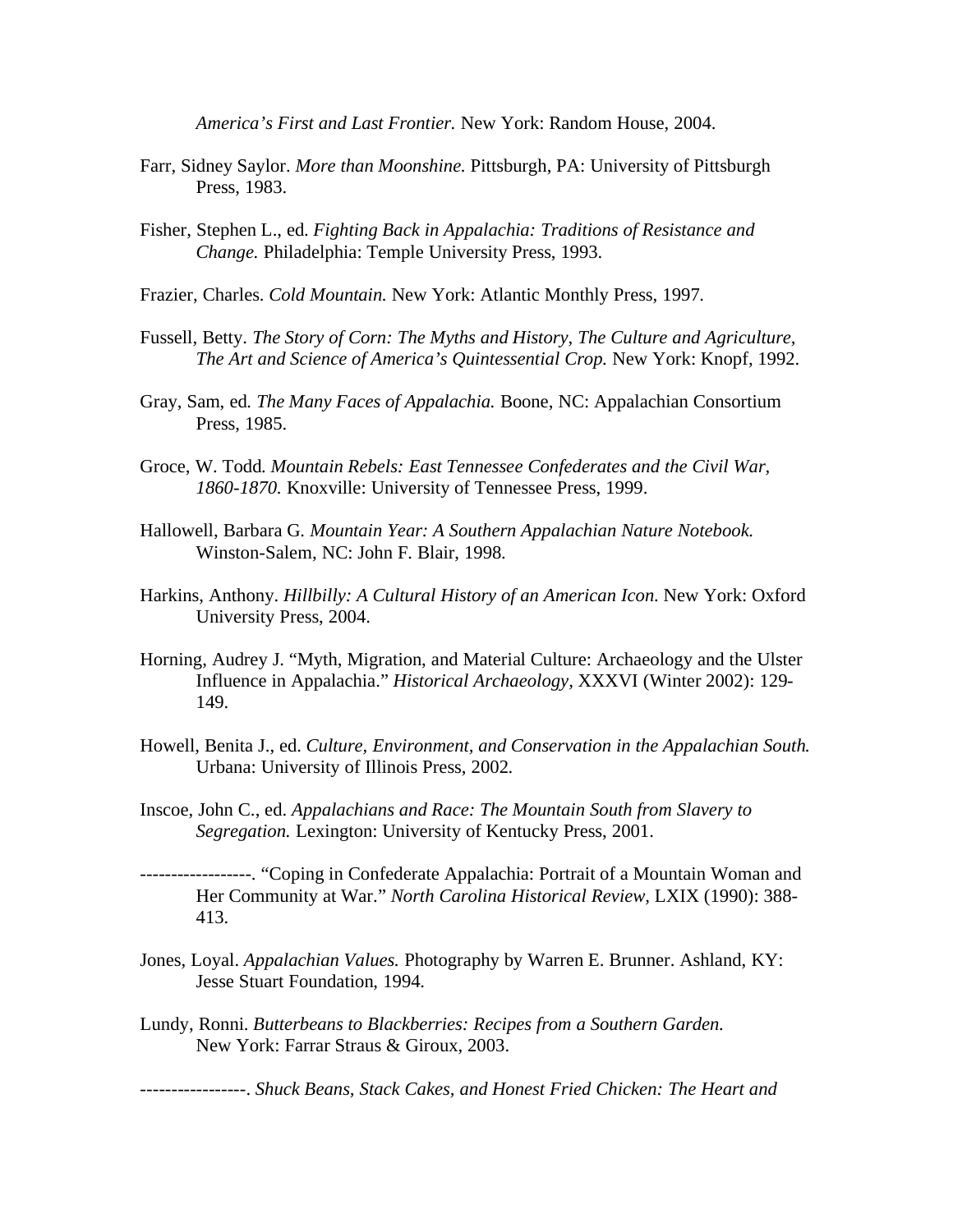*America's First and Last Frontier.* New York: Random House, 2004.

Farr, Sidney Saylor. *More than Moonshine.* Pittsburgh, PA: University of Pittsburgh Press, 1983.

Fisher, Stephen L., ed. *Fighting Back in Appalachia: Traditions of Resistance and Change.* Philadelphia: Temple University Press, 1993.

Frazier, Charles. *Cold Mountain.* New York: Atlantic Monthly Press, 1997.

Fussell, Betty. *The Story of Corn: The Myths and History, The Culture and Agriculture, The Art and Science of America's Quintessential Crop.* New York: Knopf, 1992.

Gray, Sam, ed. *The Many Faces of Appalachia.* Boone, NC: Appalachian Consortium Press, 1985.

Groce, W. Todd. *Mountain Rebels: East Tennessee Confederates and the Civil War, 1860-1870.* Knoxville: University of Tennessee Press, 1999.

Hallowell, Barbara G. *Mountain Year: A Southern Appalachian Nature Notebook.* Winston-Salem, NC: John F. Blair, 1998.

Harkins, Anthony. *Hillbilly: A Cultural History of an American Icon.* New York: Oxford University Press, 2004.

Horning, Audrey J. "Myth, Migration, and Material Culture: Archaeology and the Ulster Influence in Appalachia." *Historical Archaeology,* XXXVI (Winter 2002): 129-149.

Howell, Benita J., ed. *Culture, Environment, and Conservation in the Appalachian South.* Urbana: University of Illinois Press, 2002.

Inscoe, John C., ed. *Appalachians and Race: The Mountain South from Slavery to Segregation.* Lexington: University of Kentucky Press, 2001.

------------------. "Coping in Confederate Appalachia: Portrait of a Mountain Woman and Her Community at War." *North Carolina Historical Review,* LXIX (1990): 388-413.

Jones, Loyal. *Appalachian Values.* Photography by Warren E. Brunner. Ashland, KY: Jesse Stuart Foundation, 1994.

Lundy, Ronni. *Butterbeans to Blackberries: Recipes from a Southern Garden.* New York: Farrar Straus & Giroux, 2003.

-----------------. *Shuck Beans, Stack Cakes, and Honest Fried Chicken: The Heart and*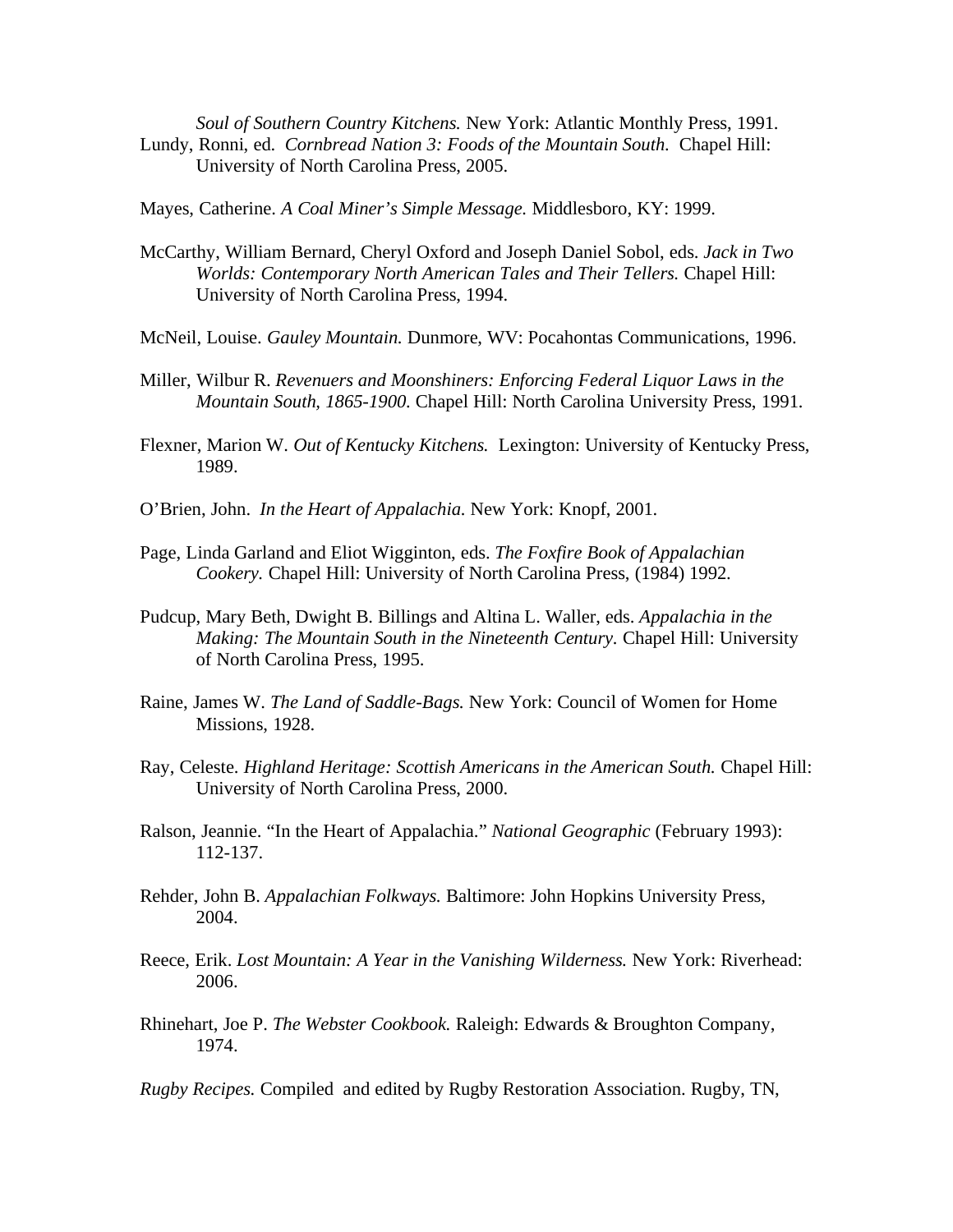*Soul of Southern Country Kitchens.* New York: Atlantic Monthly Press, 1991.

Lundy, Ronni, ed. *Cornbread Nation 3: Foods of the Mountain South.* Chapel Hill: University of North Carolina Press, 2005.

Mayes, Catherine. *A Coal Miner's Simple Message.* Middlesboro, KY: 1999.

McCarthy, William Bernard, Cheryl Oxford and Joseph Daniel Sobol, eds. *Jack in Two Worlds: Contemporary North American Tales and Their Tellers.* Chapel Hill: University of North Carolina Press, 1994.

McNeil, Louise. *Gauley Mountain.* Dunmore, WV: Pocahontas Communications, 1996.

Miller, Wilbur R. *Revenuers and Moonshiners: Enforcing Federal Liquor Laws in the Mountain South, 1865-1900.* Chapel Hill: North Carolina University Press, 1991.

Flexner, Marion W. *Out of Kentucky Kitchens.* Lexington: University of Kentucky Press, 1989.

O'Brien, John. *In the Heart of Appalachia.* New York: Knopf, 2001.

Page, Linda Garland and Eliot Wigginton, eds. *The Foxfire Book of Appalachian Cookery.* Chapel Hill: University of North Carolina Press, (1984) 1992.

Pudcup, Mary Beth, Dwight B. Billings and Altina L. Waller, eds. *Appalachia in the Making: The Mountain South in the Nineteenth Century.* Chapel Hill: University of North Carolina Press, 1995.

Raine, James W. *The Land of Saddle-Bags.* New York: Council of Women for Home Missions, 1928.

Ray, Celeste. *Highland Heritage: Scottish Americans in the American South.* Chapel Hill: University of North Carolina Press, 2000.

Ralson, Jeannie. "In the Heart of Appalachia." *National Geographic* (February 1993): 112-137.

Rehder, John B. *Appalachian Folkways.* Baltimore: John Hopkins University Press, 2004.

Reece, Erik. *Lost Mountain: A Year in the Vanishing Wilderness.* New York: Riverhead: 2006.

Rhinehart, Joe P. *The Webster Cookbook.* Raleigh: Edwards & Broughton Company, 1974.

*Rugby Recipes.* Compiled and edited by Rugby Restoration Association. Rugby, TN,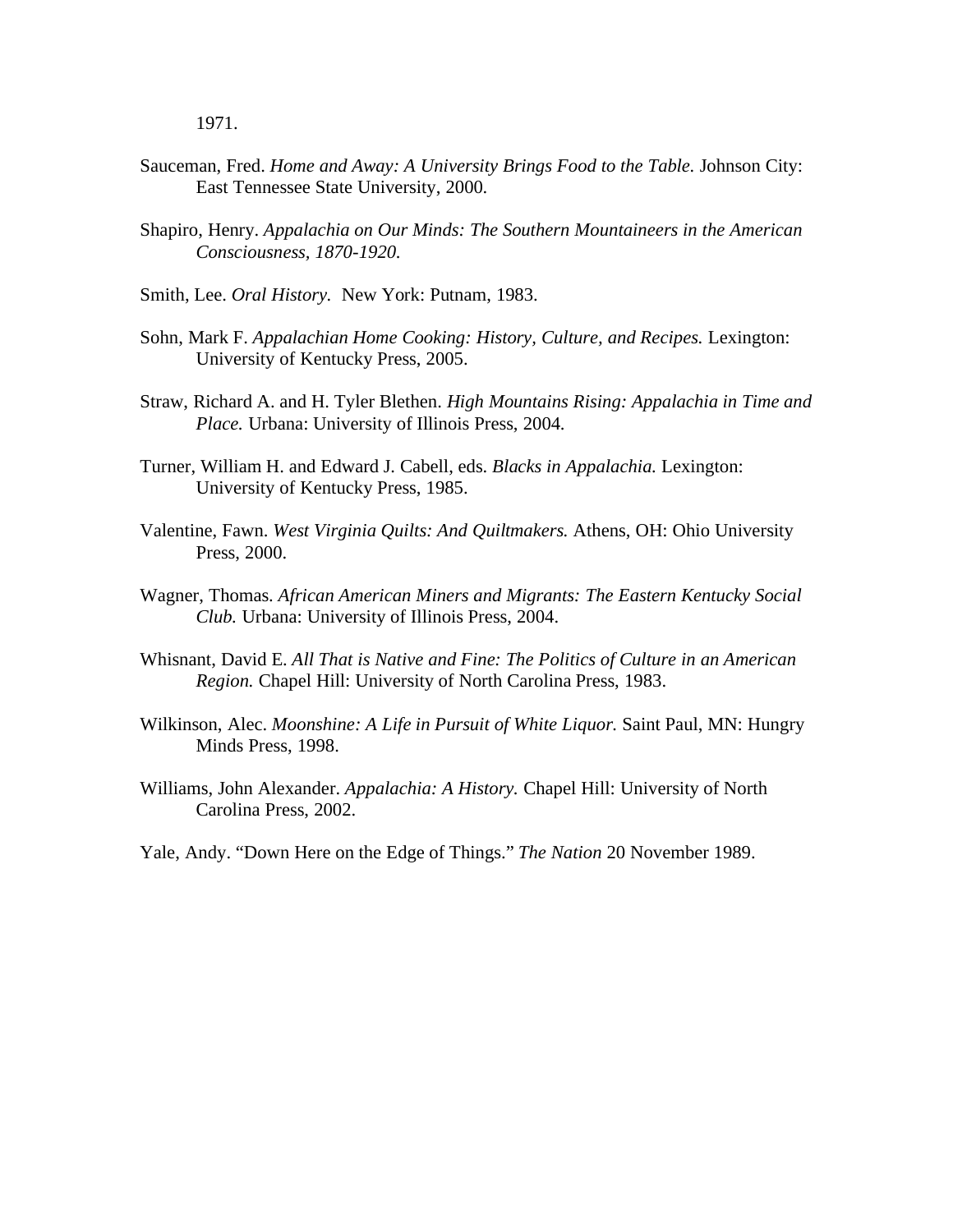1971.

Sauceman, Fred. *Home and Away: A University Brings Food to the Table.* Johnson City: East Tennessee State University, 2000.

Shapiro, Henry. *Appalachia on Our Minds: The Southern Mountaineers in the American Consciousness, 1870-1920.*

Smith, Lee. *Oral History.* New York: Putnam, 1983.

Sohn, Mark F. *Appalachian Home Cooking: History, Culture, and Recipes.* Lexington: University of Kentucky Press, 2005.

Straw, Richard A. and H. Tyler Blethen. *High Mountains Rising: Appalachia in Time and Place.* Urbana: University of Illinois Press, 2004.

Turner, William H. and Edward J. Cabell, eds. *Blacks in Appalachia.* Lexington: University of Kentucky Press, 1985.

Valentine, Fawn. *West Virginia Quilts: And Quiltmakers.* Athens, OH: Ohio University Press, 2000.

Wagner, Thomas. *African American Miners and Migrants: The Eastern Kentucky Social Club.* Urbana: University of Illinois Press, 2004.

Whisnant, David E. *All That is Native and Fine: The Politics of Culture in an American Region.* Chapel Hill: University of North Carolina Press, 1983.

Wilkinson, Alec. *Moonshine: A Life in Pursuit of White Liquor.* Saint Paul, MN: Hungry Minds Press, 1998.

Williams, John Alexander. *Appalachia: A History.* Chapel Hill: University of North Carolina Press, 2002.

Yale, Andy. "Down Here on the Edge of Things." *The Nation* 20 November 1989.